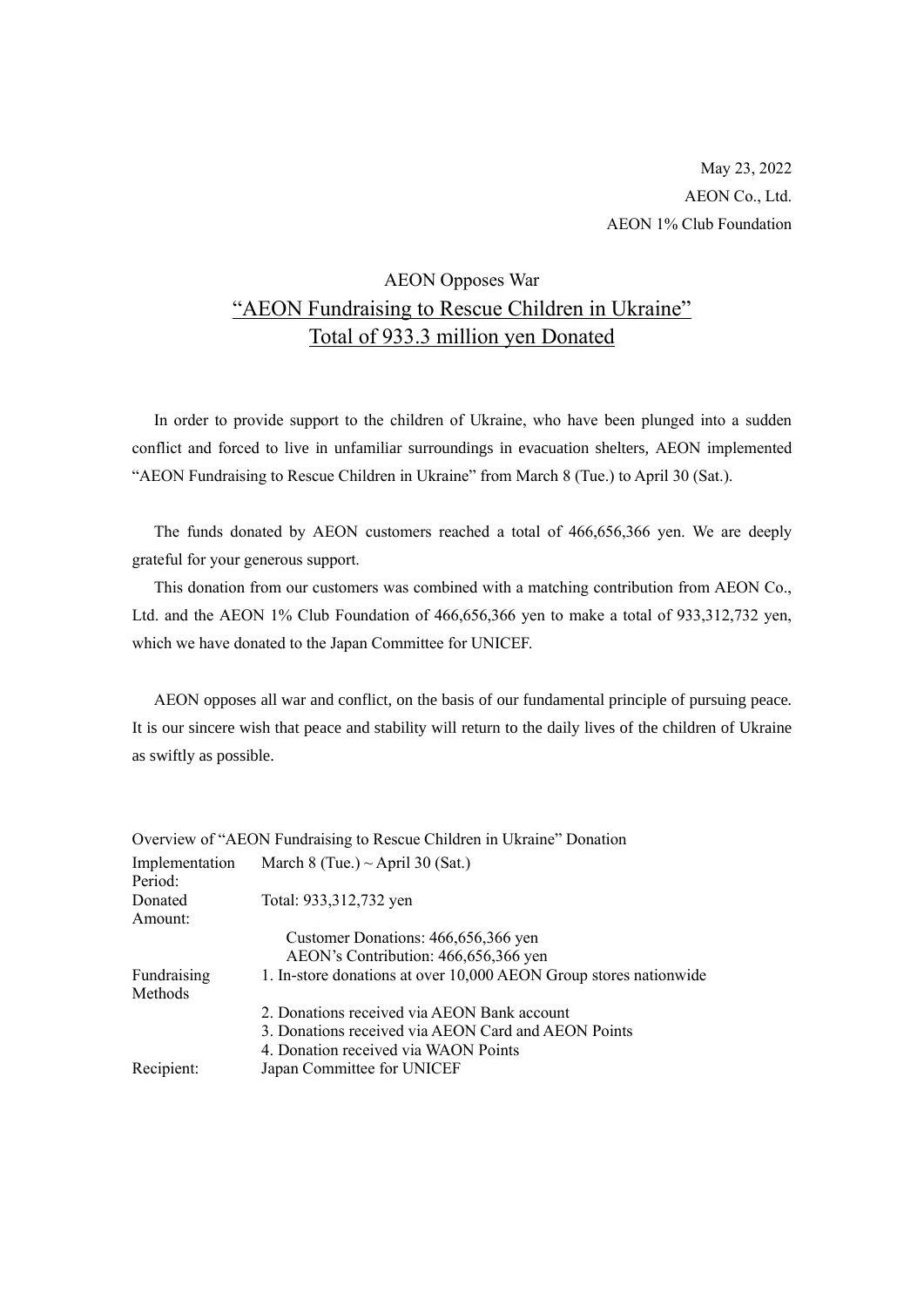May 23, 2022
AEON Co., Ltd.
AEON 1% Club Foundation

# AEON Opposes War

## "AEON Fundraising to Rescue Children in Ukraine"
## Total of 933.3 million yen Donated

In order to provide support to the children of Ukraine, who have been plunged into a sudden conflict and forced to live in unfamiliar surroundings in evacuation shelters, AEON implemented "AEON Fundraising to Rescue Children in Ukraine" from March 8 (Tue.) to April 30 (Sat.).

The funds donated by AEON customers reached a total of 466,656,366 yen. We are deeply grateful for your generous support.

This donation from our customers was combined with a matching contribution from AEON Co., Ltd. and the AEON 1% Club Foundation of 466,656,366 yen to make a total of 933,312,732 yen, which we have donated to the Japan Committee for UNICEF.

AEON opposes all war and conflict, on the basis of our fundamental principle of pursuing peace. It is our sincere wish that peace and stability will return to the daily lives of the children of Ukraine as swiftly as possible.

Overview of "AEON Fundraising to Rescue Children in Ukraine" Donation

| | |
|---|---|
| Implementation Period: | March 8 (Tue.) ~ April 30 (Sat.) |
| Donated Amount: | Total: 933,312,732 yen<br>Customer Donations: 466,656,366 yen<br>AEON's Contribution: 466,656,366 yen |
| Fundraising Methods | 1. In-store donations at over 10,000 AEON Group stores nationwide<br>2. Donations received via AEON Bank account<br>3. Donations received via AEON Card and AEON Points<br>4. Donation received via WAON Points |
| Recipient: | Japan Committee for UNICEF |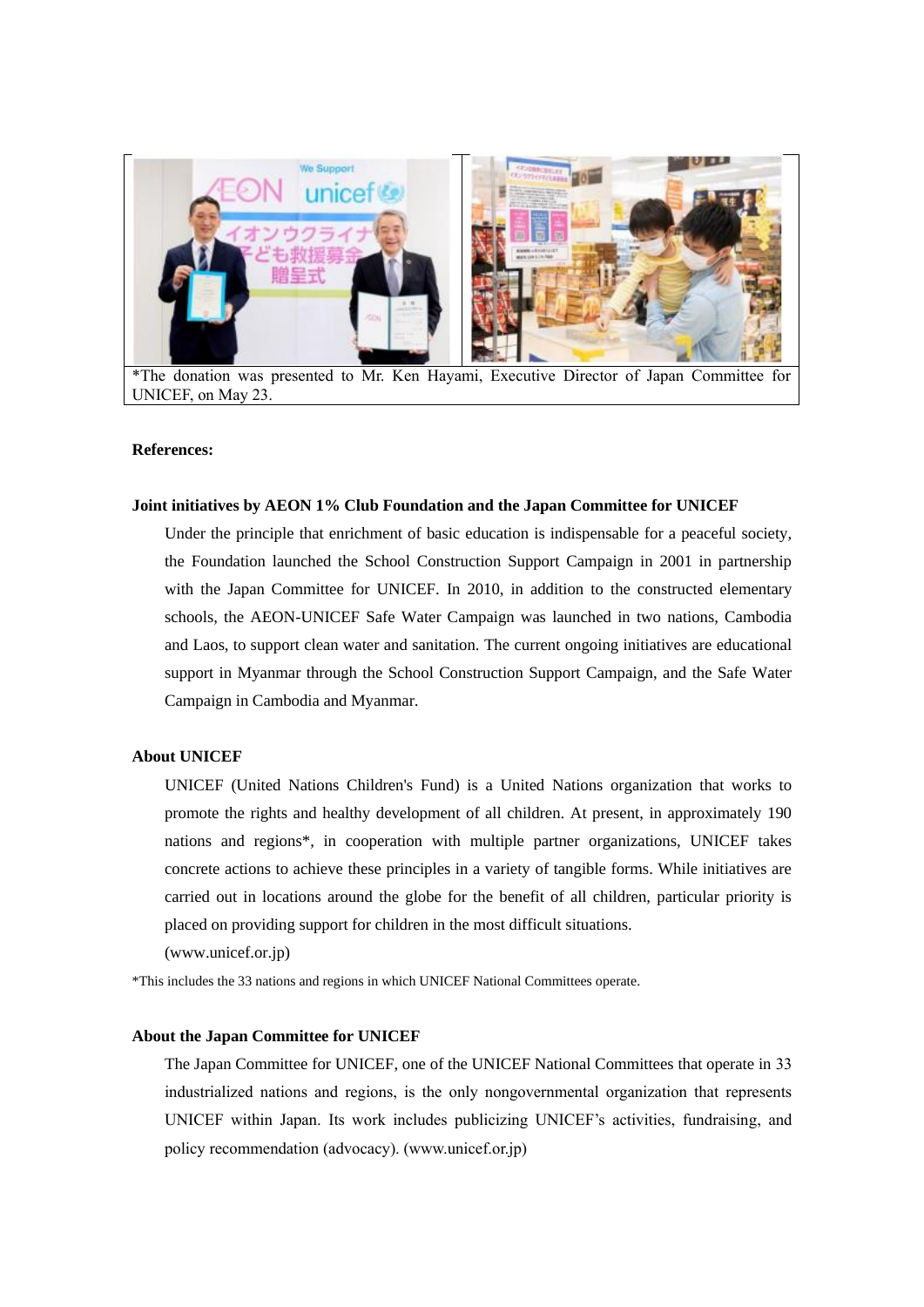*The donation was presented to Mr. Ken Hayami, Executive Director of Japan Committee for UNICEF, on May 23.

**References:**

**Joint initiatives by AEON 1% Club Foundation and the Japan Committee for UNICEF**

Under the principle that enrichment of basic education is indispensable for a peaceful society, the Foundation launched the School Construction Support Campaign in 2001 in partnership with the Japan Committee for UNICEF. In 2010, in addition to the constructed elementary schools, the AEON-UNICEF Safe Water Campaign was launched in two nations, Cambodia and Laos, to support clean water and sanitation. The current ongoing initiatives are educational support in Myanmar through the School Construction Support Campaign, and the Safe Water Campaign in Cambodia and Myanmar.

**About UNICEF**

UNICEF (United Nations Children's Fund) is a United Nations organization that works to promote the rights and healthy development of all children. At present, in approximately 190 nations and regions*, in cooperation with multiple partner organizations, UNICEF takes concrete actions to achieve these principles in a variety of tangible forms. While initiatives are carried out in locations around the globe for the benefit of all children, particular priority is placed on providing support for children in the most difficult situations.
(www.unicef.or.jp)

*This includes the 33 nations and regions in which UNICEF National Committees operate.

**About the Japan Committee for UNICEF**

The Japan Committee for UNICEF, one of the UNICEF National Committees that operate in 33 industrialized nations and regions, is the only nongovernmental organization that represents UNICEF within Japan. Its work includes publicizing UNICEF's activities, fundraising, and policy recommendation (advocacy). (www.unicef.or.jp)